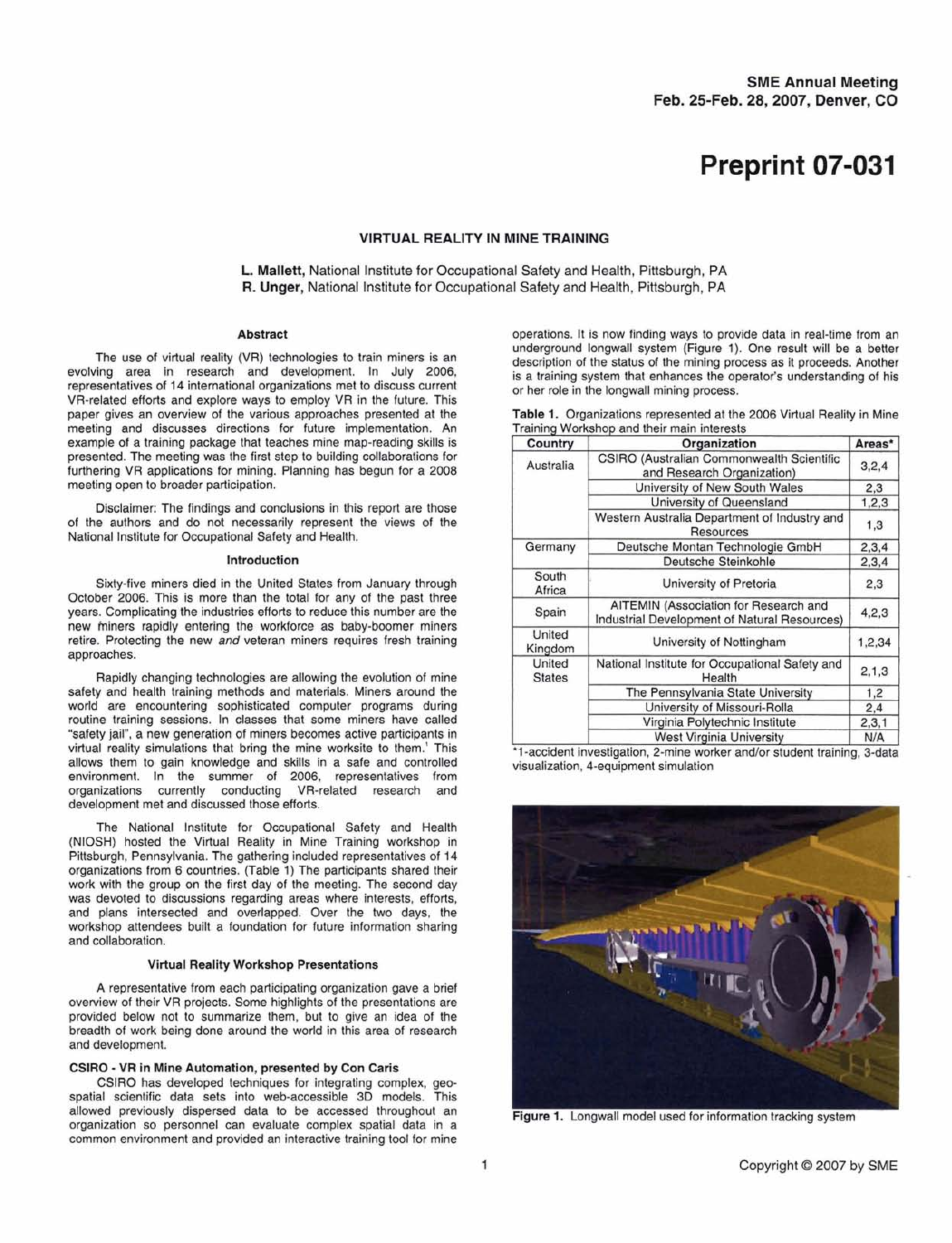SME Annual Meeting
Feb. 25-Feb. 28, 2007, Denver, CO

# Preprint 07-031

## VIRTUAL REALITY IN MINE TRAINING

**L. Mallett,** National Institute for Occupational Safety and Health, Pittsburgh, PA
**R. Unger,** National Institute for Occupational Safety and Health, Pittsburgh, PA

### Abstract

The use of virtual reality (VR) technologies to train miners is an evolving area in research and development. In July 2006, representatives of 14 international organizations met to discuss current VR-related efforts and explore ways to employ VR in the future. This paper gives an overview of the various approaches presented at the meeting and discusses directions for future implementation. An example of a training package that teaches mine map-reading skills is presented. The meeting was the first step to building collaborations for furthering VR applications for mining. Planning has begun for a 2008 meeting open to broader participation.

Disclaimer: The findings and conclusions in this report are those of the authors and do not necessarily represent the views of the National Institute for Occupational Safety and Health.

### Introduction

Sixty-five miners died in the United States from January through October 2006. This is more than the total for any of the past three years. Complicating the industries efforts to reduce this number are the new miners rapidly entering the workforce as baby-boomer miners retire. Protecting the new *and* veteran miners requires fresh training approaches.

Rapidly changing technologies are allowing the evolution of mine safety and health training methods and materials. Miners around the world are encountering sophisticated computer programs during routine training sessions. In classes that some miners have called "safety jail", a new generation of miners becomes active participants in virtual reality simulations that bring the mine worksite to them.[1] This allows them to gain knowledge and skills in a safe and controlled environment. In the summer of 2006, representatives from organizations currently conducting VR-related research and development met and discussed those efforts.

The National Institute for Occupational Safety and Health (NIOSH) hosted the Virtual Reality in Mine Training workshop in Pittsburgh, Pennsylvania. The gathering included representatives of 14 organizations from 6 countries. (Table 1) The participants shared their work with the group on the first day of the meeting. The second day was devoted to discussions regarding areas where interests, efforts, and plans intersected and overlapped. Over the two days, the workshop attendees built a foundation for future information sharing and collaboration.

### Virtual Reality Workshop Presentations

A representative from each participating organization gave a brief overview of their VR projects. Some highlights of the presentations are provided below not to summarize them, but to give an idea of the breadth of work being done around the world in this area of research and development.

#### CSIRO - VR in Mine Automation, presented by Con Caris

CSIRO has developed techniques for integrating complex, geo-spatial scientific data sets into web-accessible 3D models. This allowed previously dispersed data to be accessed throughout an organization so personnel can evaluate complex spatial data in a common environment and provided an interactive training tool for mine operations. It is now finding ways to provide data in real-time from an underground longwall system (Figure 1). One result will be a better description of the status of the mining process as it proceeds. Another is a training system that enhances the operator's understanding of his or her role in the longwall mining process.

**Table 1.** Organizations represented at the 2006 Virtual Reality in Mine Training Workshop and their main interests

| Country | Organization | Areas* |
|---|---|---|
| Australia | CSIRO (Australian Commonwealth Scientific and Research Organization) | 3,2,4 |
| | University of New South Wales | 2,3 |
| | University of Queensland | 1,2,3 |
| | Western Australia Department of Industry and Resources | 1,3 |
| Germany | Deutsche Montan Technologie GmbH | 2,3,4 |
| | Deutsche Steinkohle | 2,3,4 |
| South Africa | University of Pretoria | 2,3 |
| Spain | AITEMIN (Association for Research and Industrial Development of Natural Resources) | 4,2,3 |
| United Kingdom | University of Nottingham | 1,2,34 |
| United States | National Institute for Occupational Safety and Health | 2,1,3 |
| | The Pennsylvania State University | 1,2 |
| | University of Missouri-Rolla | 2,4 |
| | Virginia Polytechnic Institute | 2,3,1 |
| | West Virginia University | N/A |

*1-accident investigation, 2-mine worker and/or student training, 3-data visualization, 4-equipment simulation

**Figure 1.** Longwall model used for information tracking system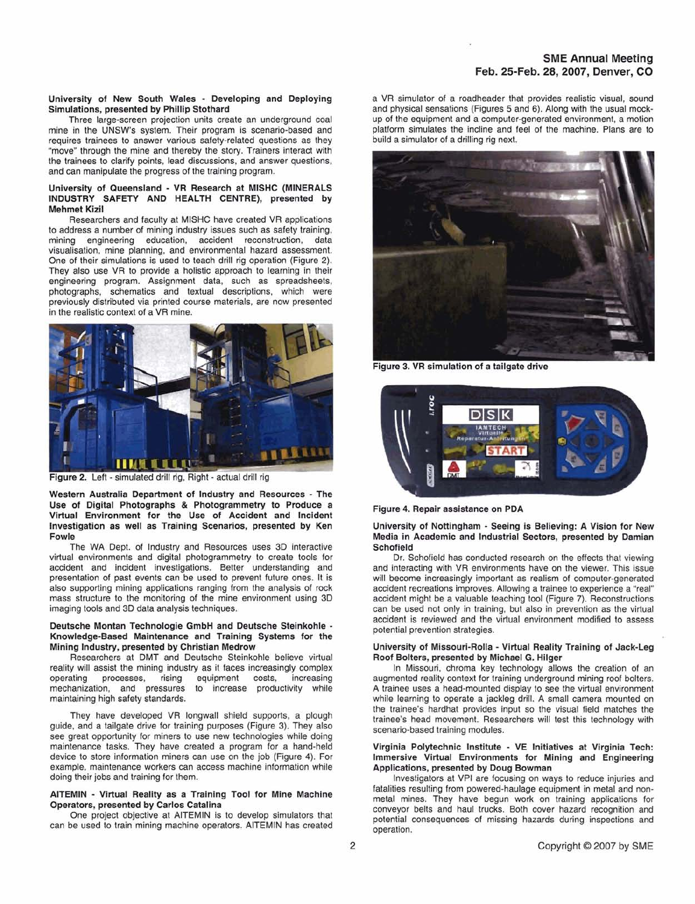**University of New South Wales - Developing and Deploying Simulations, presented by Phillip Stothard**

Three large-screen projection units create an underground coal mine in the UNSW's system. Their program is scenario-based and requires trainees to answer various safety-related questions as they "move" through the mine and thereby the story. Trainers interact with the trainees to clarify points, lead discussions, and answer questions, and can manipulate the progress of the training program.

**University of Queensland - VR Research at MISHC (MINERALS INDUSTRY SAFETY AND HEALTH CENTRE), presented by Mehmet Kizil**

Researchers and faculty at MISHC have created VR applications to address a number of mining industry issues such as safety training, mining engineering education, accident reconstruction, data visualisation, mine planning, and environmental hazard assessment. One of their simulations is used to teach drill rig operation (Figure 2). They also use VR to provide a holistic approach to learning in their engineering program. Assignment data, such as spreadsheets, photographs, schematics and textual descriptions, which were previously distributed via printed course materials, are now presented in the realistic context of a VR mine.

**Figure 2.** Left - simulated drill rig, Right - actual drill rig

**Western Australia Department of Industry and Resources - The Use of Digital Photographs & Photogrammetry to Produce a Virtual Environment for the Use of Accident and Incident Investigation as well as Training Scenarios, presented by Ken Fowle**

The WA Dept. of Industry and Resources uses 3D interactive virtual environments and digital photogrammetry to create tools for accident and incident investigations. Better understanding and presentation of past events can be used to prevent future ones. It is also supporting mining applications ranging from the analysis of rock mass structure to the monitoring of the mine environment using 3D imaging tools and 3D data analysis techniques.

**Deutsche Montan Technologie GmbH and Deutsche Steinkohle - Knowledge-Based Maintenance and Training Systems for the Mining Industry, presented by Christian Medrow**

Researchers at DMT and Deutsche Steinkohle believe virtual reality will assist the mining industry as it faces increasingly complex operating processes, rising equipment costs, increasing mechanization, and pressures to increase productivity while maintaining high safety standards.

They have developed VR longwall shield supports, a plough guide, and a tailgate drive for training purposes (Figure 3). They also see great opportunity for miners to use new technologies while doing maintenance tasks. They have created a program for a hand-held device to store information miners can use on the job (Figure 4). For example, maintenance workers can access machine information while doing their jobs and training for them.

**AITEMIN - Virtual Reality as a Training Tool for Mine Machine Operators, presented by Carlos Catalina**

One project objective at AITEMIN is to develop simulators that can be used to train mining machine operators. AITEMIN has created a VR simulator of a roadheader that provides realistic visual, sound and physical sensations (Figures 5 and 6). Along with the usual mock-up of the equipment and a computer-generated environment, a motion platform simulates the incline and feel of the machine. Plans are to build a simulator of a drilling rig next.

**Figure 3. VR simulation of a tailgate drive**

**Figure 4. Repair assistance on PDA**

**University of Nottingham - Seeing is Believing: A Vision for New Media in Academic and Industrial Sectors, presented by Damian Schofield**

Dr. Schofield has conducted research on the effects that viewing and interacting with VR environments have on the viewer. This issue will become increasingly important as realism of computer-generated accident recreations improves. Allowing a trainee to experience a "real" accident might be a valuable teaching tool (Figure 7). Reconstructions can be used not only in training, but also in prevention as the virtual accident is reviewed and the virtual environment modified to assess potential prevention strategies.

**University of Missouri-Rolla - Virtual Reality Training of Jack-Leg Roof Bolters, presented by Michael G. Hilger**

In Missouri, chroma key technology allows the creation of an augmented reality context for training underground mining roof bolters. A trainee uses a head-mounted display to see the virtual environment while learning to operate a jackleg drill. A small camera mounted on the trainee's hardhat provides input so the visual field matches the trainee's head movement. Researchers will test this technology with scenario-based training modules.

**Virginia Polytechnic Institute - VE Initiatives at Virginia Tech: Immersive Virtual Environments for Mining and Engineering Applications, presented by Doug Bowman**

Investigators at VPI are focusing on ways to reduce injuries and fatalities resulting from powered-haulage equipment in metal and non-metal mines. They have begun work on training applications for conveyor belts and haul trucks. Both cover hazard recognition and potential consequences of missing hazards during inspections and operation.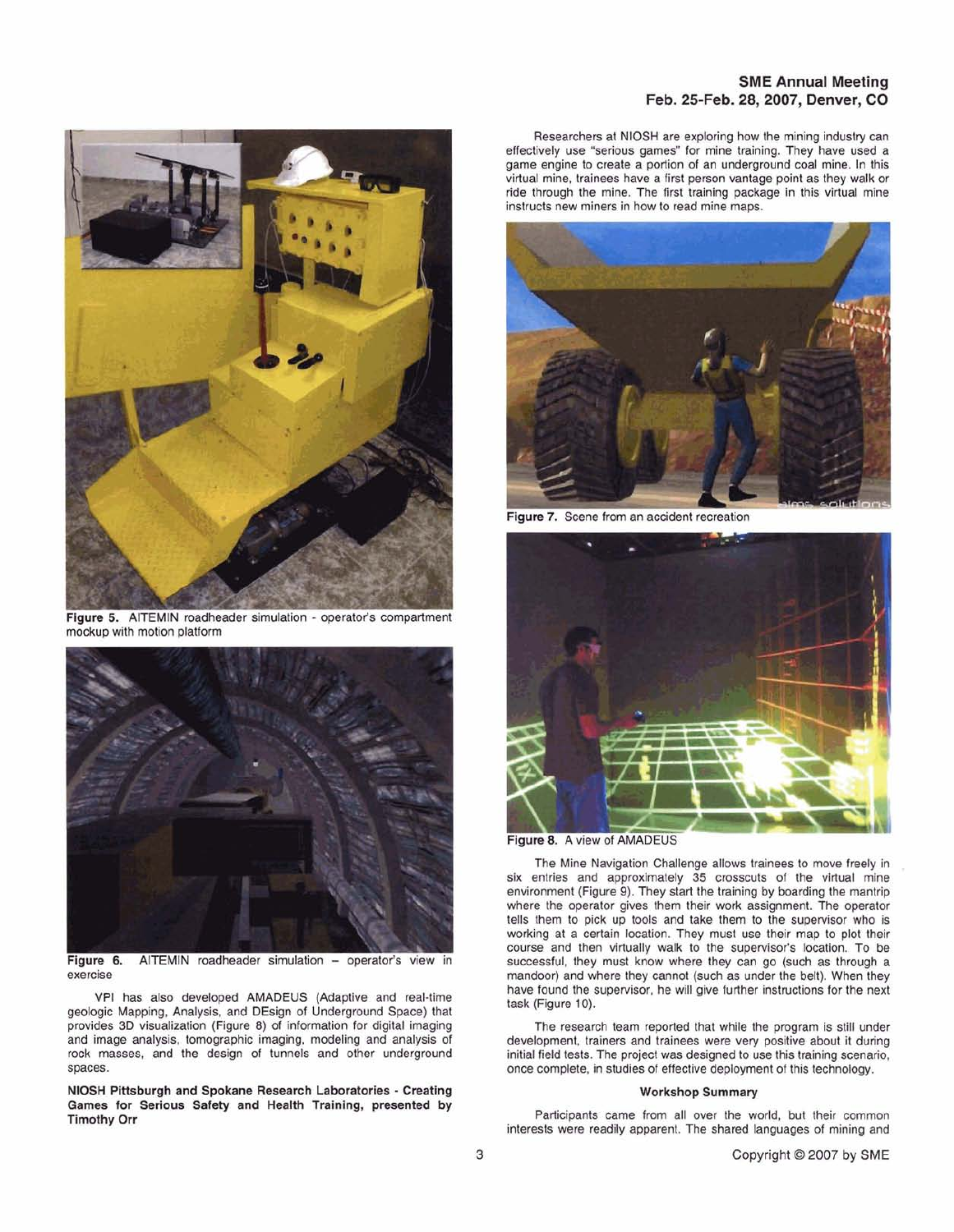Figure 5. AITEMIN roadheader simulation - operator's compartment mockup with motion platform

Figure 6. AITEMIN roadheader simulation – operator's view in exercise

VPI has also developed AMADEUS (Adaptive and real-time geologic Mapping, Analysis, and DEsign of Underground Space) that provides 3D visualization (Figure 8) of information for digital imaging and image analysis, tomographic imaging, modeling and analysis of rock masses, and the design of tunnels and other underground spaces.

**NIOSH Pittsburgh and Spokane Research Laboratories - Creating Games for Serious Safety and Health Training, presented by Timothy Orr**

Researchers at NIOSH are exploring how the mining industry can effectively use "serious games" for mine training. They have used a game engine to create a portion of an underground coal mine. In this virtual mine, trainees have a first person vantage point as they walk or ride through the mine. The first training package in this virtual mine instructs new miners in how to read mine maps.

Figure 7. Scene from an accident recreation

Figure 8. A view of AMADEUS

The Mine Navigation Challenge allows trainees to move freely in six entries and approximately 35 crosscuts of the virtual mine environment (Figure 9). They start the training by boarding the mantrip where the operator gives them their work assignment. The operator tells them to pick up tools and take them to the supervisor who is working at a certain location. They must use their map to plot their course and then virtually walk to the supervisor's location. To be successful, they must know where they can go (such as through a mandoor) and where they cannot (such as under the belt). When they have found the supervisor, he will give further instructions for the next task (Figure 10).

The research team reported that while the program is still under development, trainers and trainees were very positive about it during initial field tests. The project was designed to use this training scenario, once complete, in studies of effective deployment of this technology.

### Workshop Summary

Participants came from all over the world, but their common interests were readily apparent. The shared languages of mining and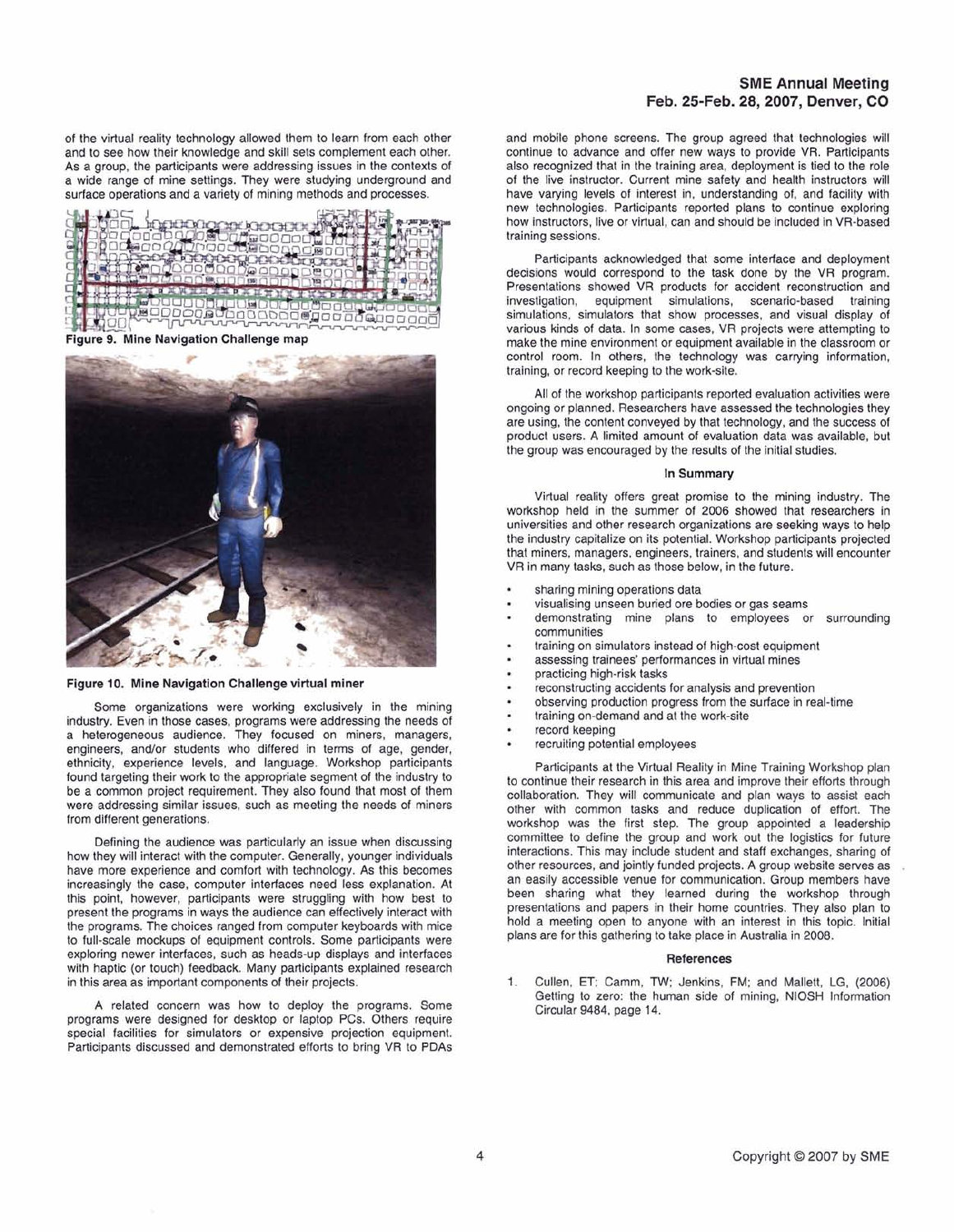of the virtual reality technology allowed them to learn from each other and to see how their knowledge and skill sets complement each other. As a group, the participants were addressing issues in the contexts of a wide range of mine settings. They were studying underground and surface operations and a variety of mining methods and processes.

**Figure 9. Mine Navigation Challenge map**

**Figure 10. Mine Navigation Challenge virtual miner**

Some organizations were working exclusively in the mining industry. Even in those cases, programs were addressing the needs of a heterogeneous audience. They focused on miners, managers, engineers, and/or students who differed in terms of age, gender, ethnicity, experience levels, and language. Workshop participants found targeting their work to the appropriate segment of the industry to be a common project requirement. They also found that most of them were addressing similar issues, such as meeting the needs of miners from different generations.

Defining the audience was particularly an issue when discussing how they will interact with the computer. Generally, younger individuals have more experience and comfort with technology. As this becomes increasingly the case, computer interfaces need less explanation. At this point, however, participants were struggling with how best to present the programs in ways the audience can effectively interact with the programs. The choices ranged from computer keyboards with mice to full-scale mockups of equipment controls. Some participants were exploring newer interfaces, such as heads-up displays and interfaces with haptic (or touch) feedback. Many participants explained research in this area as important components of their projects.

A related concern was how to deploy the programs. Some programs were designed for desktop or laptop PCs. Others require special facilities for simulators or expensive projection equipment. Participants discussed and demonstrated efforts to bring VR to PDAs and mobile phone screens. The group agreed that technologies will continue to advance and offer new ways to provide VR. Participants also recognized that in the training area, deployment is tied to the role of the live instructor. Current mine safety and health instructors will have varying levels of interest in, understanding of, and facility with new technologies. Participants reported plans to continue exploring how instructors, live or virtual, can and should be included in VR-based training sessions.

Participants acknowledged that some interface and deployment decisions would correspond to the task done by the VR program. Presentations showed VR products for accident reconstruction and investigation, equipment simulations, scenario-based training simulations, simulators that show processes, and visual display of various kinds of data. In some cases, VR projects were attempting to make the mine environment or equipment available in the classroom or control room. In others, the technology was carrying information, training, or record keeping to the work-site.

All of the workshop participants reported evaluation activities were ongoing or planned. Researchers have assessed the technologies they are using, the content conveyed by that technology, and the success of product users. A limited amount of evaluation data was available, but the group was encouraged by the results of the initial studies.

## In Summary

Virtual reality offers great promise to the mining industry. The workshop held in the summer of 2006 showed that researchers in universities and other research organizations are seeking ways to help the industry capitalize on its potential. Workshop participants projected that miners, managers, engineers, trainers, and students will encounter VR in many tasks, such as those below, in the future.

- sharing mining operations data
- visualising unseen buried ore bodies or gas seams
- demonstrating mine plans to employees or surrounding communities
- training on simulators instead of high-cost equipment
- assessing trainees' performances in virtual mines
- practicing high-risk tasks
- reconstructing accidents for analysis and prevention
- observing production progress from the surface in real-time
- training on-demand and at the work-site
- record keeping
- recruiting potential employees

Participants at the Virtual Reality in Mine Training Workshop plan to continue their research in this area and improve their efforts through collaboration. They will communicate and plan ways to assist each other with common tasks and reduce duplication of effort. The workshop was the first step. The group appointed a leadership committee to define the group and work out the logistics for future interactions. This may include student and staff exchanges, sharing of other resources, and jointly funded projects. A group website serves as an easily accessible venue for communication. Group members have been sharing what they learned during the workshop through presentations and papers in their home countries. They also plan to hold a meeting open to anyone with an interest in this topic. Initial plans are for this gathering to take place in Australia in 2008.

## References

1. Cullen, ET; Camm, TW; Jenkins, FM; and Mallett, LG, (2006) Getting to zero: the human side of mining, NIOSH Information Circular 9484, page 14.